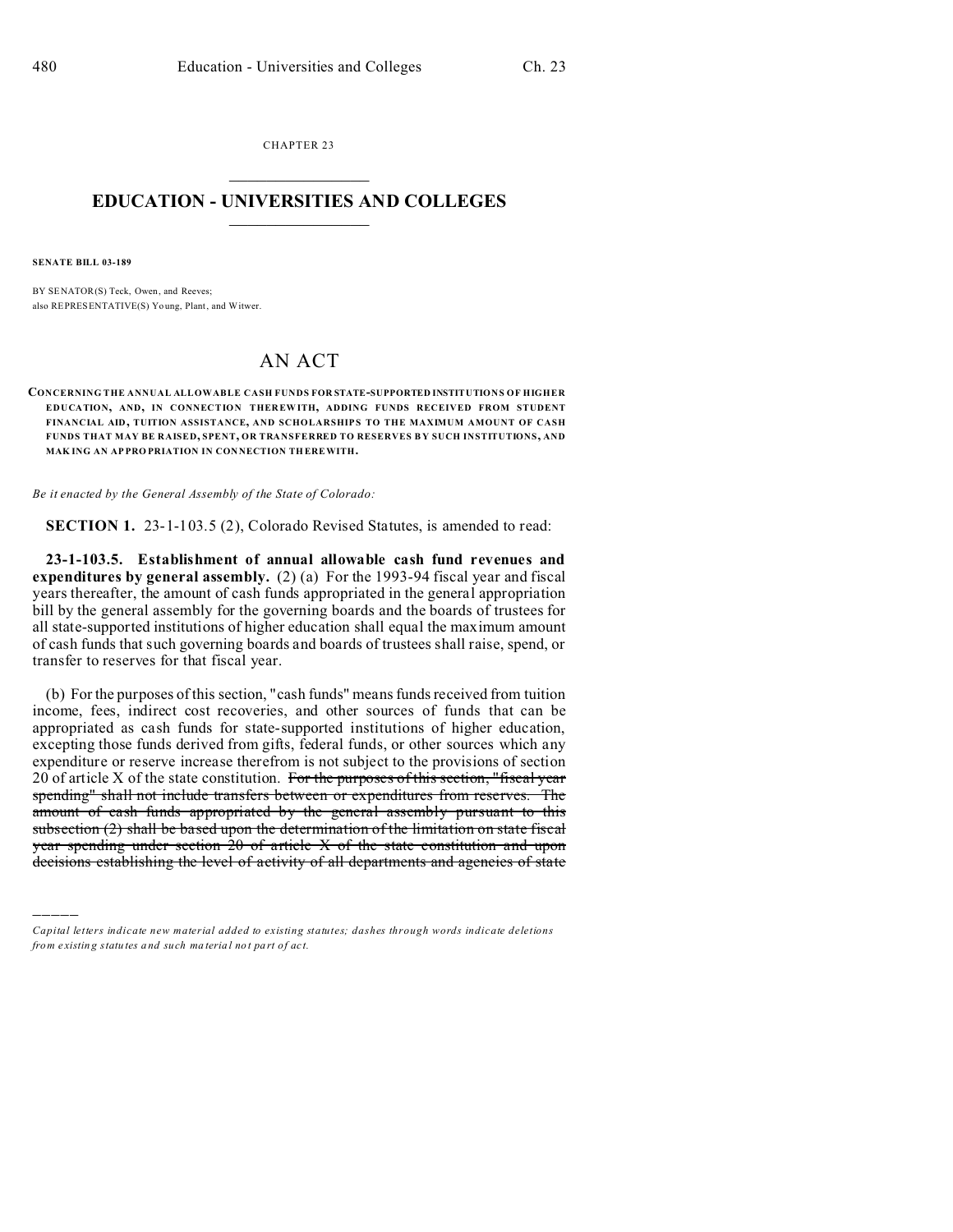CHAPTER 23

# EDUCATION - UNIVERSITIES AND COLLEGES

**SENATE BILL 03-189**

BY SENATOR(S) Teck, Owen, and Reeves;
also REPRESENTATIVE(S) Young, Plant, and Witwer.

# AN ACT

**CONCERNING THE ANNUAL ALLOWABLE CASH FUNDS FOR STATE-SUPPORTED INSTITUTIONS OF HIGHER EDUCATION, AND, IN CONNECTION THEREWITH, ADDING FUNDS RECEIVED FROM STUDENT FINANCIAL AID, TUITION ASSISTANCE, AND SCHOLARSHIPS TO THE MAXIMUM AMOUNT OF CASH FUNDS THAT MAY BE RAISED, SPENT, OR TRANSFERRED TO RESERVES BY SUCH INSTITUTIONS, AND MAKING AN APPROPRIATION IN CONNECTION THEREWITH.**

*Be it enacted by the General Assembly of the State of Colorado:*

**SECTION 1.** 23-1-103.5 (2), Colorado Revised Statutes, is amended to read:

**23-1-103.5. Establishment of annual allowable cash fund revenues and expenditures by general assembly.** (2) (a) For the 1993-94 fiscal year and fiscal years thereafter, the amount of cash funds appropriated in the general appropriation bill by the general assembly for the governing boards and the boards of trustees for all state-supported institutions of higher education shall equal the maximum amount of cash funds that such governing boards and boards of trustees shall raise, spend, or transfer to reserves for that fiscal year.

(b) For the purposes of this section, "cash funds" means funds received from tuition income, fees, indirect cost recoveries, and other sources of funds that can be appropriated as cash funds for state-supported institutions of higher education, excepting those funds derived from gifts, federal funds, or other sources which any expenditure or reserve increase therefrom is not subject to the provisions of section 20 of article X of the state constitution. ~~For the purposes of this section, "fiscal year spending" shall not include transfers between or expenditures from reserves. The amount of cash funds appropriated by the general assembly pursuant to this subsection (2) shall be based upon the determination of the limitation on state fiscal year spending under section 20 of article X of the state constitution and upon decisions establishing the level of activity of all departments and agencies of state~~

*Capital letters indicate new material added to existing statutes; dashes through words indicate deletions from existing statutes and such material not part of act.*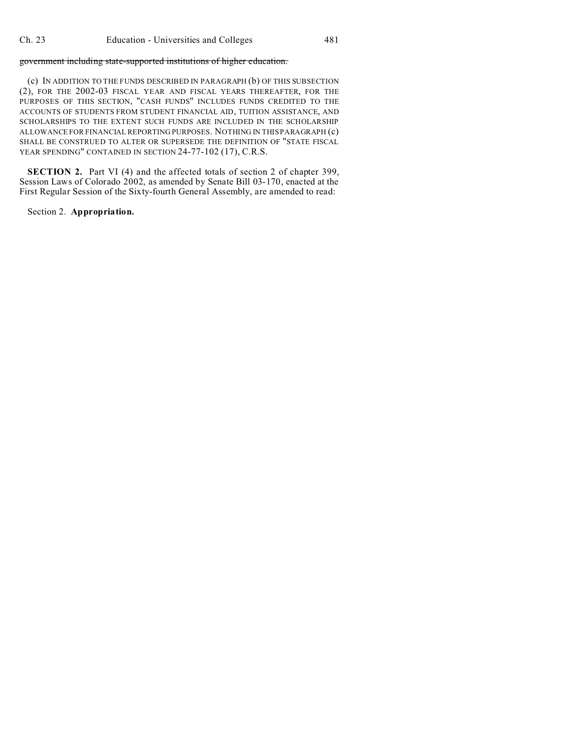~~government including state-supported institutions of higher education.~~

(c) IN ADDITION TO THE FUNDS DESCRIBED IN PARAGRAPH (b) OF THIS SUBSECTION (2), FOR THE 2002-03 FISCAL YEAR AND FISCAL YEARS THEREAFTER, FOR THE PURPOSES OF THIS SECTION, "CASH FUNDS" INCLUDES FUNDS CREDITED TO THE ACCOUNTS OF STUDENTS FROM STUDENT FINANCIAL AID, TUITION ASSISTANCE, AND SCHOLARSHIPS TO THE EXTENT SUCH FUNDS ARE INCLUDED IN THE SCHOLARSHIP ALLOWANCE FOR FINANCIAL REPORTING PURPOSES. NOTHING IN THIS PARAGRAPH (c) SHALL BE CONSTRUED TO ALTER OR SUPERSEDE THE DEFINITION OF "STATE FISCAL YEAR SPENDING" CONTAINED IN SECTION 24-77-102 (17), C.R.S.

**SECTION 2.** Part VI (4) and the affected totals of section 2 of chapter 399, Session Laws of Colorado 2002, as amended by Senate Bill 03-170, enacted at the First Regular Session of the Sixty-fourth General Assembly, are amended to read:

Section 2. **Appropriation.**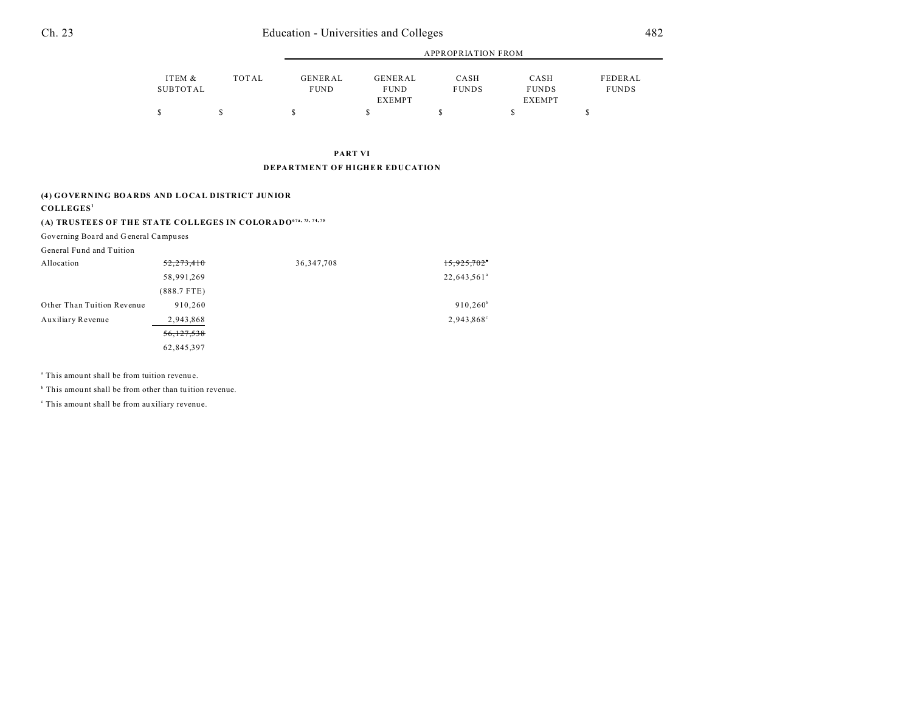| | ITEM & SUBTOTAL | TOTAL | GENERAL FUND | GENERAL FUND EXEMPT | CASH FUNDS | CASH FUNDS EXEMPT | FEDERAL FUNDS |
|---|---|---|---|---|---|---|---|
| | | | APPROPRIATION FROM | | | | |
| | $ | $ | $ | $ | $ | $ | $ |

## PART VI

## DEPARTMENT OF HIGHER EDUCATION

### (4) GOVERNING BOARDS AND LOCAL DISTRICT JUNIOR COLLEGES[1]

### (A) TRUSTEES OF THE STATE COLLEGES IN COLORADO[67a, 73, 74, 75]

| | ITEM & SUBTOTAL | TOTAL | GENERAL FUND | GENERAL FUND EXEMPT | CASH FUNDS | CASH FUNDS EXEMPT | FEDERAL FUNDS |
|---|---|---|---|---|---|---|---|
| Governing Board and General Campuses | | | | | | | |
| General Fund and Tuition Allocation | ~~52,273,410~~ 58,991,269 (888.7 FTE) | | 36,347,708 | | ~~15,925,702~~[a] 22,643,561[a] | | |
| Other Than Tuition Revenue | 910,260 | | | | 910,260[b] | | |
| Auxiliary Revenue | 2,943,868 | | | | 2,943,868[c] | | |
| | ~~56,127,538~~ 62,845,397 | | | | | | |

[a] This amount shall be from tuition revenue.

[b] This amount shall be from other than tuition revenue.

[c] This amount shall be from auxiliary revenue.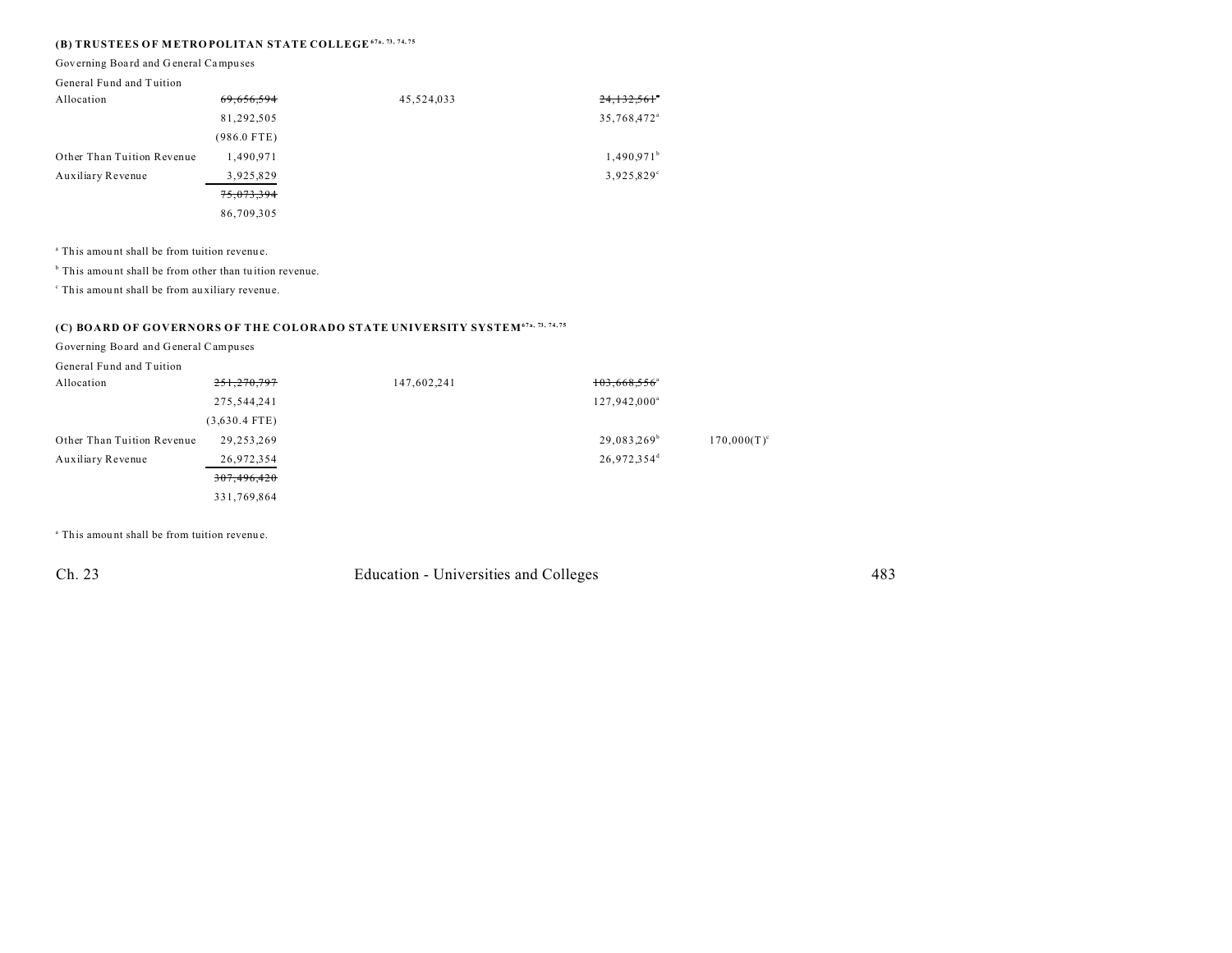### (B) TRUSTEES OF METROPOLITAN STATE COLLEGE[67a, 73, 74, 75]

Governing Board and General Campuses

| | | | | |
|---|---|---|---|---|
| General Fund and Tuition | | | | |
| Allocation | ~~69,656,594~~ | 45,524,033 | ~~24,132,561~~[a] | |
| | 81,292,505 | | 35,768,472[a] | |
| | (986.0 FTE) | | | |
| Other Than Tuition Revenue | 1,490,971 | | 1,490,971[b] | |
| Auxiliary Revenue | 3,925,829 | | 3,925,829[c] | |
| | ~~75,073,394~~ | | | |
| | 86,709,305 | | | |

[a] This amount shall be from tuition revenue.

[b] This amount shall be from other than tuition revenue.

[c] This amount shall be from auxiliary revenue.

### (C) BOARD OF GOVERNORS OF THE COLORADO STATE UNIVERSITY SYSTEM[67a, 73, 74, 75]

Governing Board and General Campuses

| | | | | |
|---|---|---|---|---|
| General Fund and Tuition | | | | |
| Allocation | ~~251,270,797~~ | 147,602,241 | ~~103,668,556~~[a] | |
| | 275,544,241 | | 127,942,000[a] | |
| | (3,630.4 FTE) | | | |
| Other Than Tuition Revenue | 29,253,269 | | 29,083,269[b] | 170,000(T)[c] |
| Auxiliary Revenue | 26,972,354 | | 26,972,354[d] | |
| | ~~307,496,420~~ | | | |
| | 331,769,864 | | | |

[a] This amount shall be from tuition revenue.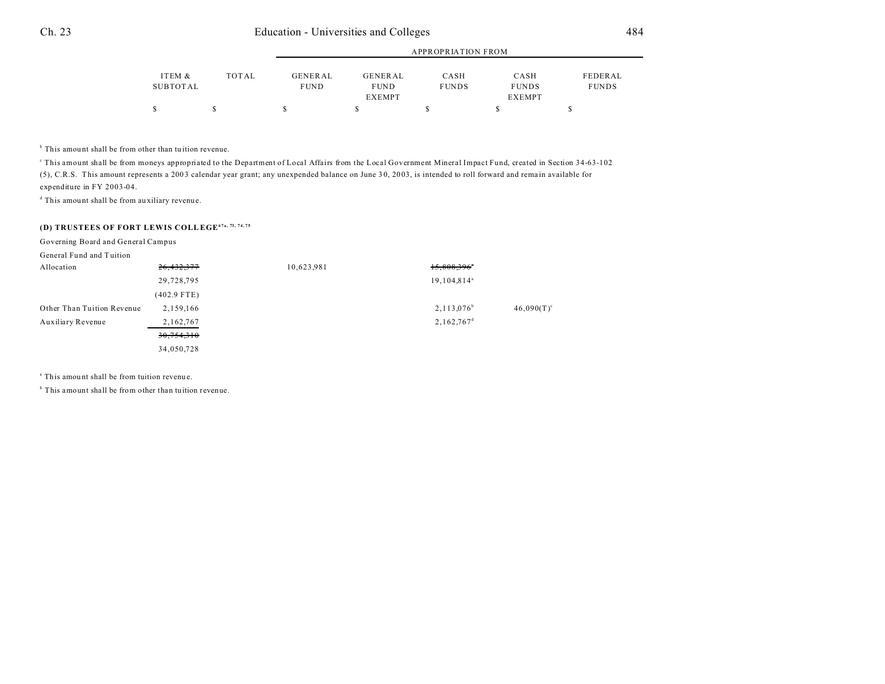| | ITEM & SUBTOTAL | TOTAL | APPROPRIATION FROM | | | | |
|---|---|---|---|---|---|---|---|
| | | | GENERAL FUND | GENERAL FUND EXEMPT | CASH FUNDS | CASH FUNDS EXEMPT | FEDERAL FUNDS |
| | $ | $ | $ | $ | $ | $ | $ |

[b] This amount shall be from other than tuition revenue.

[c] This amount shall be from moneys appropriated to the Department of Local Affairs from the Local Government Mineral Impact Fund, created in Section 34-63-102 (5), C.R.S. This amount represents a 2003 calendar year grant; any unexpended balance on June 30, 2003, is intended to roll forward and remain available for expenditure in FY 2003-04.

[d] This amount shall be from auxiliary revenue.

**(D) TRUSTEES OF FORT LEWIS COLLEGE[67a, 73, 74, 75]**

| | ITEM & SUBTOTAL | TOTAL | GENERAL FUND | GENERAL FUND EXEMPT | CASH FUNDS | CASH FUNDS EXEMPT | FEDERAL FUNDS |
|---|---|---|---|---|---|---|---|
| Governing Board and General Campus | | | | | | | |
| General Fund and Tuition Allocation | ~~26,432,377~~ | | 10,623,981 | | ~~15,808,396~~[a] | | |
| | 29,728,795 | | | | 19,104,814[a] | | |
| | (402.9 FTE) | | | | | | |
| Other Than Tuition Revenue | 2,159,166 | | | | 2,113,076[b] | 46,090(T)[c] | |
| Auxiliary Revenue | 2,162,767 | | | | 2,162,767[d] | | |
| | ~~30,754,310~~ | | | | | | |
| | 34,050,728 | | | | | | |

[a] This amount shall be from tuition revenue.

[b] This amount shall be from other than tuition revenue.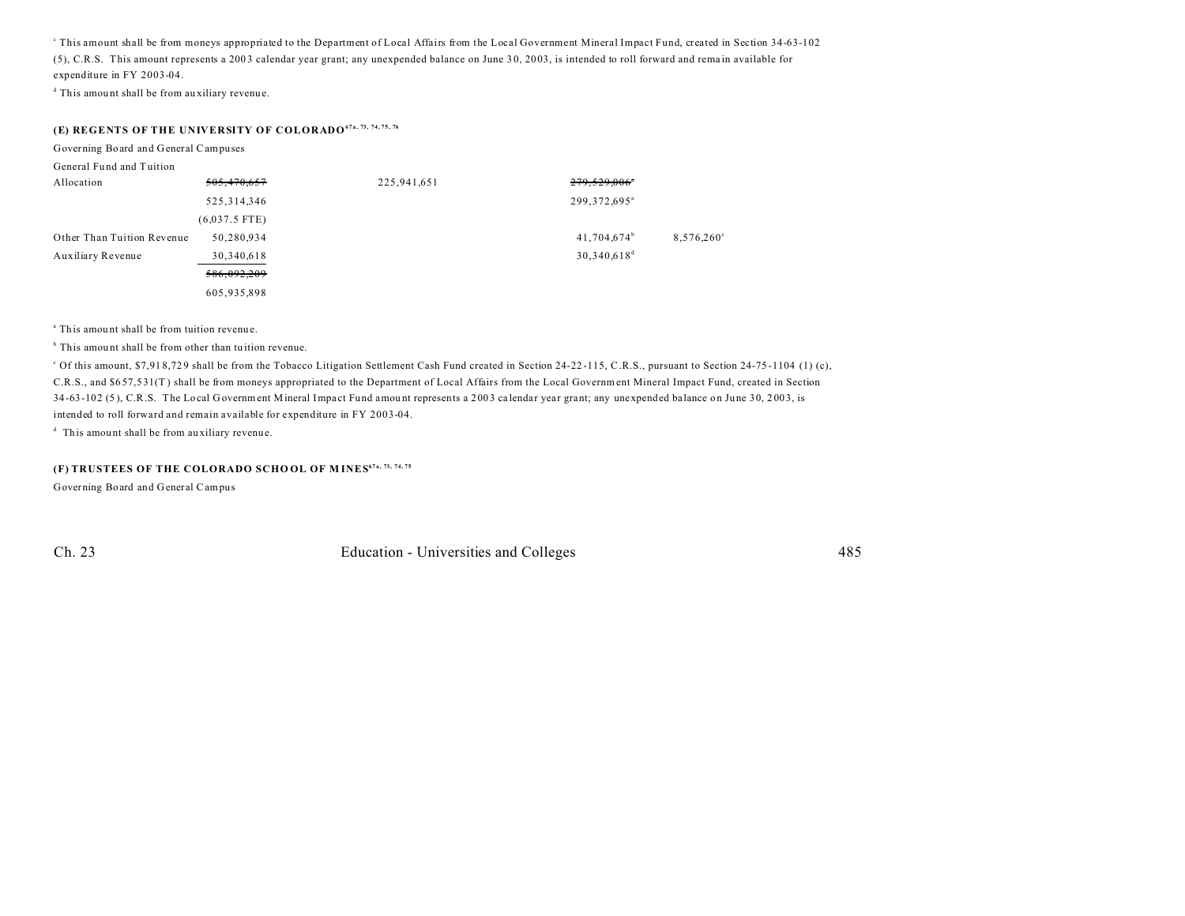[c] This amount shall be from moneys appropriated to the Department of Local Affairs from the Local Government Mineral Impact Fund, created in Section 34-63-102 (5), C.R.S. This amount represents a 2003 calendar year grant; any unexpended balance on June 30, 2003, is intended to roll forward and remain available for expenditure in FY 2003-04.

[d] This amount shall be from auxiliary revenue.

### (E) REGENTS OF THE UNIVERSITY OF COLORADO[67a, 73, 74, 75, 76]

Governing Board and General Campuses

| | | | | |
|---|---|---|---|---|
| General Fund and Tuition Allocation | ~~505,470,657~~ | 225,941,651 | ~~279,529,006~~[a] | |
| | 525,314,346 | | 299,372,695[a] | |
| | (6,037.5 FTE) | | | |
| Other Than Tuition Revenue | 50,280,934 | | 41,704,674[b] | 8,576,260[c] |
| Auxiliary Revenue | 30,340,618 | | 30,340,618[d] | |
| | ~~586,092,209~~ | | | |
| | 605,935,898 | | | |

[a] This amount shall be from tuition revenue.

[b] This amount shall be from other than tuition revenue.

[c] Of this amount, $7,918,729 shall be from the Tobacco Litigation Settlement Cash Fund created in Section 24-22-115, C.R.S., pursuant to Section 24-75-1104 (1) (c), C.R.S., and $657,531(T) shall be from moneys appropriated to the Department of Local Affairs from the Local Government Mineral Impact Fund, created in Section 34-63-102 (5), C.R.S. The Local Government Mineral Impact Fund amount represents a 2003 calendar year grant; any unexpended balance on June 30, 2003, is intended to roll forward and remain available for expenditure in FY 2003-04.

[d] This amount shall be from auxiliary revenue.

### (F) TRUSTEES OF THE COLORADO SCHOOL OF MINES[67a, 73, 74, 75]

Governing Board and General Campus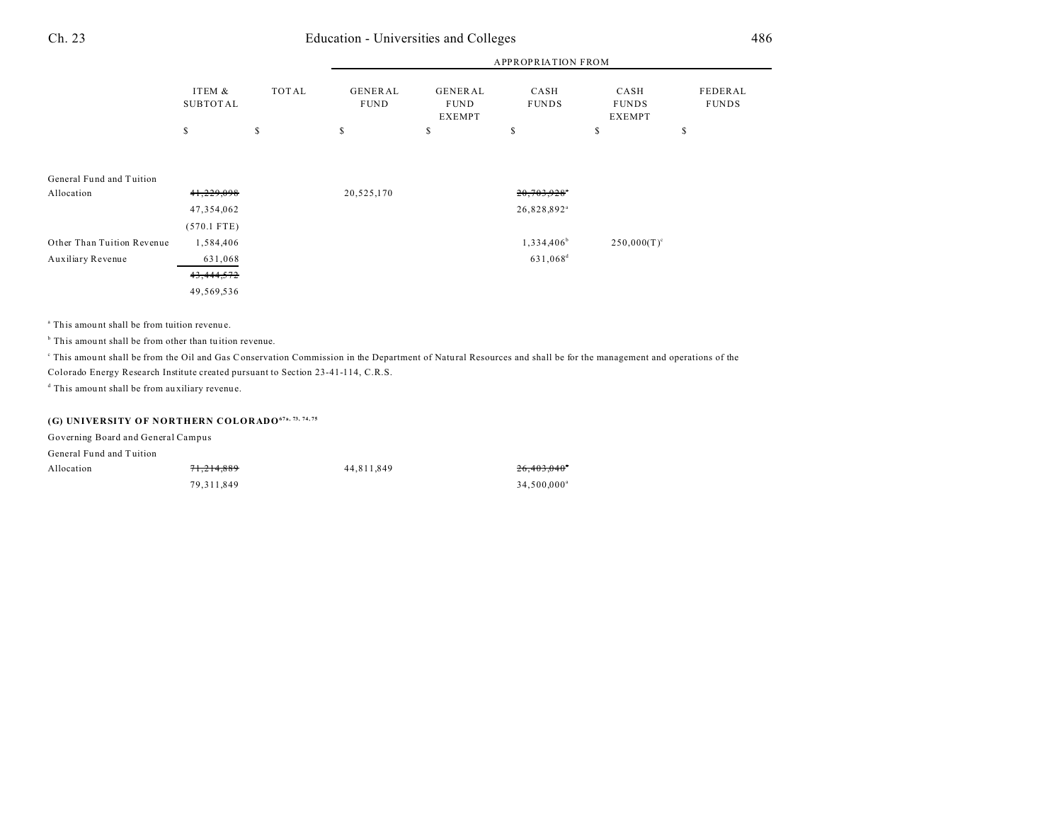| | ITEM & SUBTOTAL | TOTAL | APPROPRIATION FROM GENERAL FUND | GENERAL FUND EXEMPT | CASH FUNDS | CASH FUNDS EXEMPT | FEDERAL FUNDS |
|---|---|---|---|---|---|---|---|
| | $ | $ | $ | $ | $ | $ | $ |
| General Fund and Tuition Allocation | ~~41,229,098~~ | | 20,525,170 | | ~~20,703,928~~[a] | | |
| | 47,354,062 | | | | 26,828,892[a] | | |
| | (570.1 FTE) | | | | | | |
| Other Than Tuition Revenue | 1,584,406 | | | | 1,334,406[b] | 250,000(T)[c] | |
| Auxiliary Revenue | 631,068 | | | | 631,068[d] | | |
| | ~~43,444,572~~ | | | | | | |
| | 49,569,536 | | | | | | |

[a] This amount shall be from tuition revenue.

[b] This amount shall be from other than tuition revenue.

[c] This amount shall be from the Oil and Gas Conservation Commission in the Department of Natural Resources and shall be for the management and operations of the Colorado Energy Research Institute created pursuant to Section 23-41-114, C.R.S.

[d] This amount shall be from auxiliary revenue.

**(G) UNIVERSITY OF NORTHERN COLORADO**[67a, 73, 74, 75]

| | ITEM & SUBTOTAL | TOTAL | GENERAL FUND | GENERAL FUND EXEMPT | CASH FUNDS | CASH FUNDS EXEMPT | FEDERAL FUNDS |
|---|---|---|---|---|---|---|---|
| Governing Board and General Campus | | | | | | | |
| General Fund and Tuition Allocation | ~~71,214,889~~ | | 44,811,849 | | ~~26,403,040~~[a] | | |
| | 79,311,849 | | | | 34,500,000[a] | | |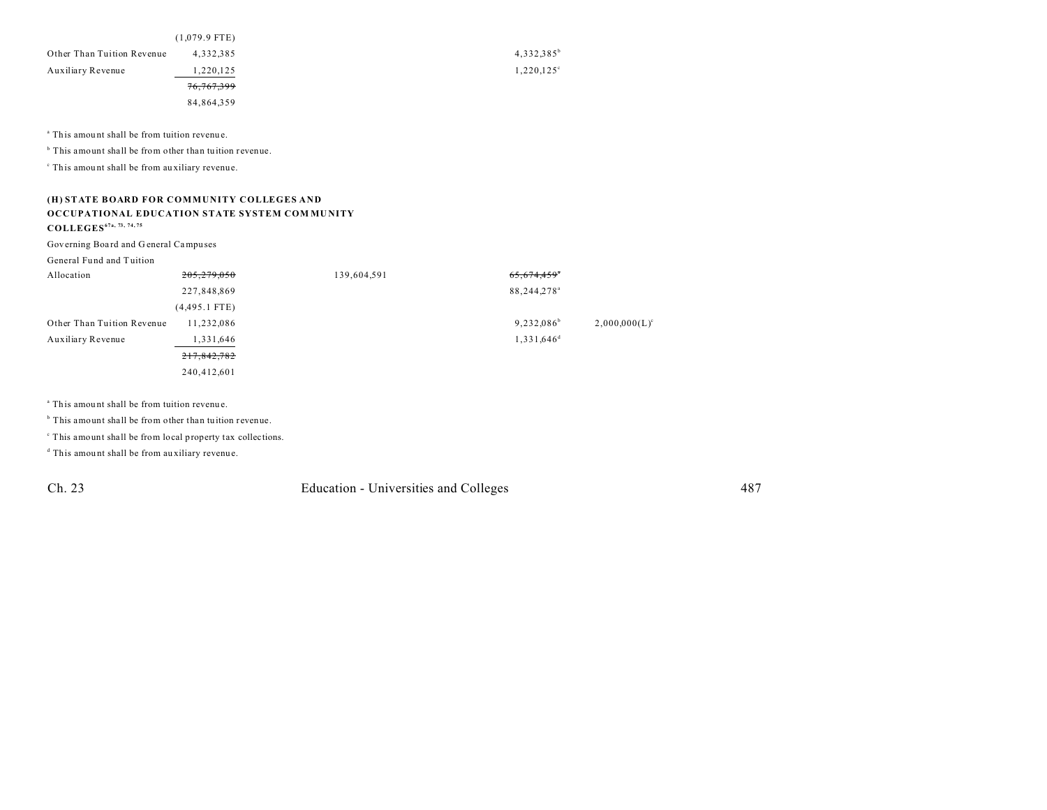| | | | | |
|---|---|---|---|---|
| | (1,079.9 FTE) | | | |
| Other Than Tuition Revenue | 4,332,385 | | 4,332,385[b] | |
| Auxiliary Revenue | 1,220,125 | | 1,220,125[c] | |
| | ~~76,767,399~~ | | | |
| | 84,864,359 | | | |

[a] This amount shall be from tuition revenue.

[b] This amount shall be from other than tuition revenue.

[c] This amount shall be from auxiliary revenue.

**(H) STATE BOARD FOR COMMUNITY COLLEGES AND OCCUPATIONAL EDUCATION STATE SYSTEM COMMUNITY COLLEGES**[67a, 73, 74, 75]

| | | | | |
|---|---|---|---|---|
| Governing Board and General Campuses | | | | |
| General Fund and Tuition | | | | |
| Allocation | ~~205,279,050~~ | 139,604,591 | ~~65,674,459~~[a] | |
| | 227,848,869 | | 88,244,278[a] | |
| | (4,495.1 FTE) | | | |
| Other Than Tuition Revenue | 11,232,086 | | 9,232,086[b] | 2,000,000(L)[c] |
| Auxiliary Revenue | 1,331,646 | | 1,331,646[d] | |
| | ~~217,842,782~~ | | | |
| | 240,412,601 | | | |

[a] This amount shall be from tuition revenue.

[b] This amount shall be from other than tuition revenue.

[c] This amount shall be from local property tax collections.

[d] This amount shall be from auxiliary revenue.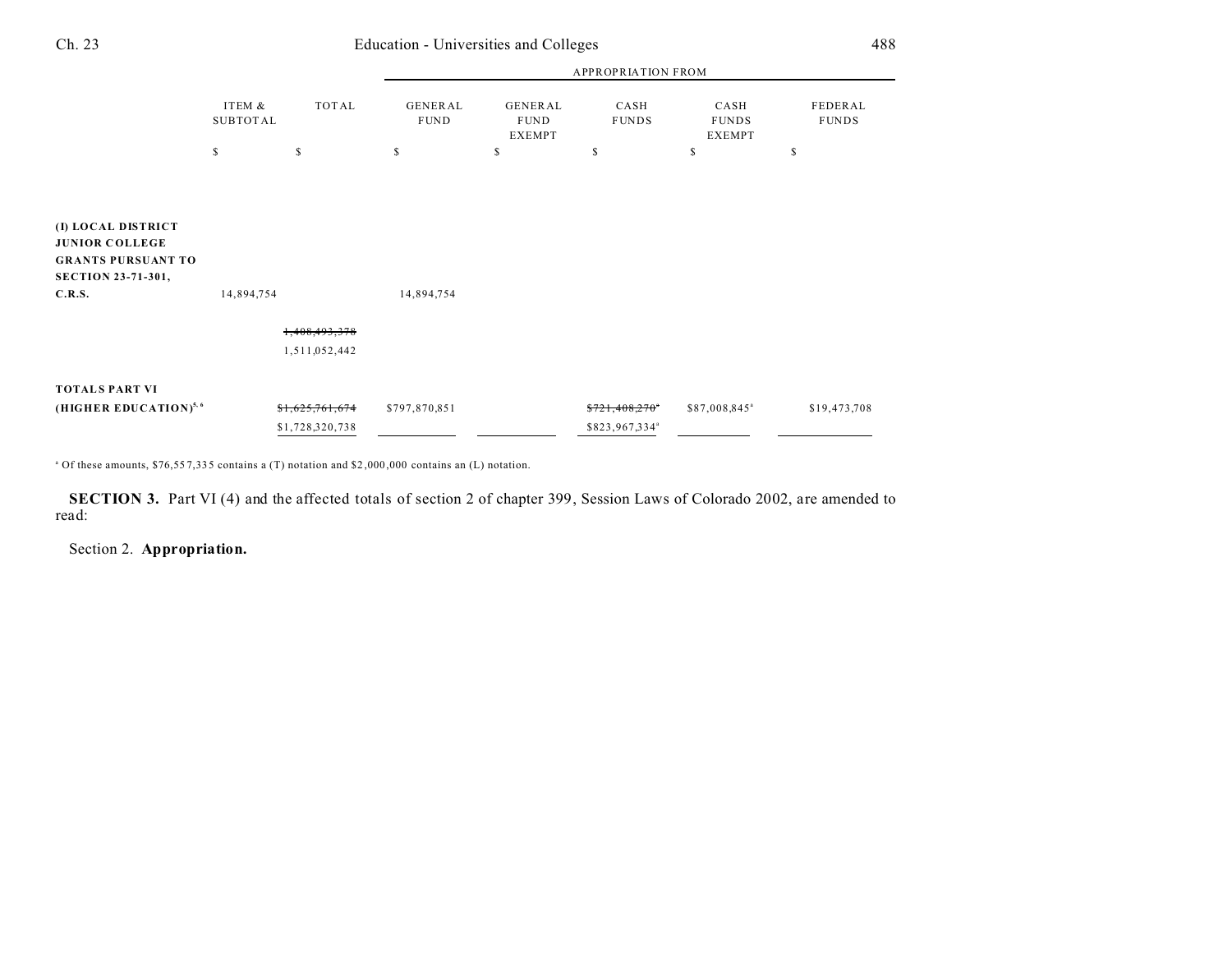| | ITEM & SUBTOTAL | TOTAL | APPROPRIATION FROM GENERAL FUND | GENERAL FUND EXEMPT | CASH FUNDS | CASH FUNDS EXEMPT | FEDERAL FUNDS |
|---|---|---|---|---|---|---|---|
| | $ | $ | $ | $ | $ | $ | $ |
| **(I) LOCAL DISTRICT JUNIOR COLLEGE GRANTS PURSUANT TO SECTION 23-71-301, C.R.S.** | 14,894,754 | | 14,894,754 | | | | |
| | | ~~1,408,493,378~~ 1,511,052,442 | | | | | |
| **TOTALS PART VI (HIGHER EDUCATION)**[5, 6] | | ~~$1,625,761,674~~ $1,728,320,738 | $797,870,851 | | ~~$721,408,270~~[a] $823,967,334[a] | $87,008,845[a] | $19,473,708 |

[a] Of these amounts, $76,557,335 contains a (T) notation and $2,000,000 contains an (L) notation.

**SECTION 3.** Part VI (4) and the affected totals of section 2 of chapter 399, Session Laws of Colorado 2002, are amended to read:

Section 2. **Appropriation.**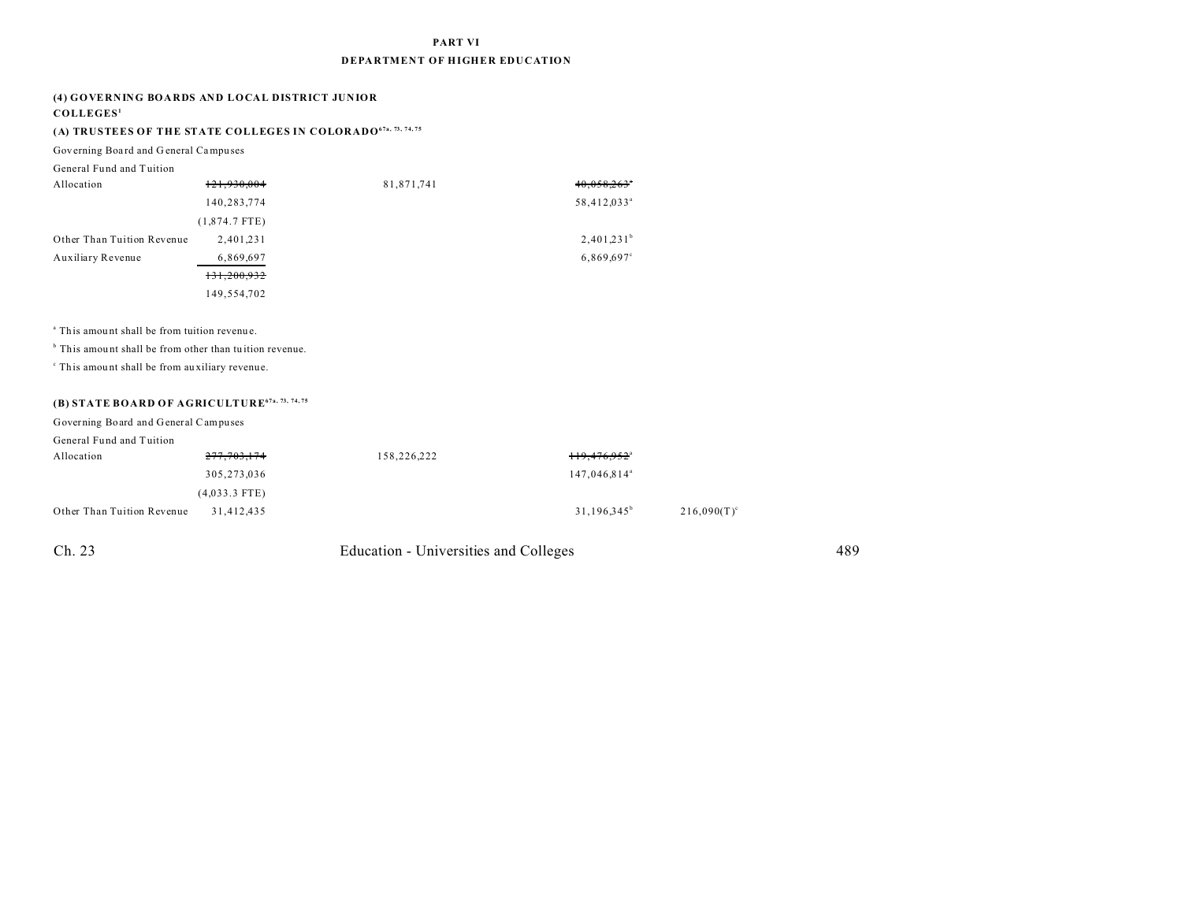PART VI

DEPARTMENT OF HIGHER EDUCATION

### (4) GOVERNING BOARDS AND LOCAL DISTRICT JUNIOR COLLEGES[1]

#### (A) TRUSTEES OF THE STATE COLLEGES IN COLORADO[67a, 73, 74, 75]

| | | | | |
|---|---|---|---|---|
| Governing Board and General Campuses | | | | |
| General Fund and Tuition Allocation | ~~121,930,004~~ | 81,871,741 | ~~40,058,263~~[a] | |
| | 140,283,774 | | 58,412,033[a] | |
| | (1,874.7 FTE) | | | |
| Other Than Tuition Revenue | 2,401,231 | | 2,401,231[b] | |
| Auxiliary Revenue | 6,869,697 | | 6,869,697[c] | |
| | ~~131,200,932~~ | | | |
| | 149,554,702 | | | |

[a] This amount shall be from tuition revenue.

[b] This amount shall be from other than tuition revenue.

[c] This amount shall be from auxiliary revenue.

#### (B) STATE BOARD OF AGRICULTURE[67a, 73, 74, 75]

| | | | | |
|---|---|---|---|---|
| Governing Board and General Campuses | | | | |
| General Fund and Tuition Allocation | ~~277,703,174~~ | 158,226,222 | ~~119,476,952~~[a] | |
| | 305,273,036 | | 147,046,814[a] | |
| | (4,033.3 FTE) | | | |
| Other Than Tuition Revenue | 31,412,435 | | 31,196,345[b] | 216,090(T)[c] |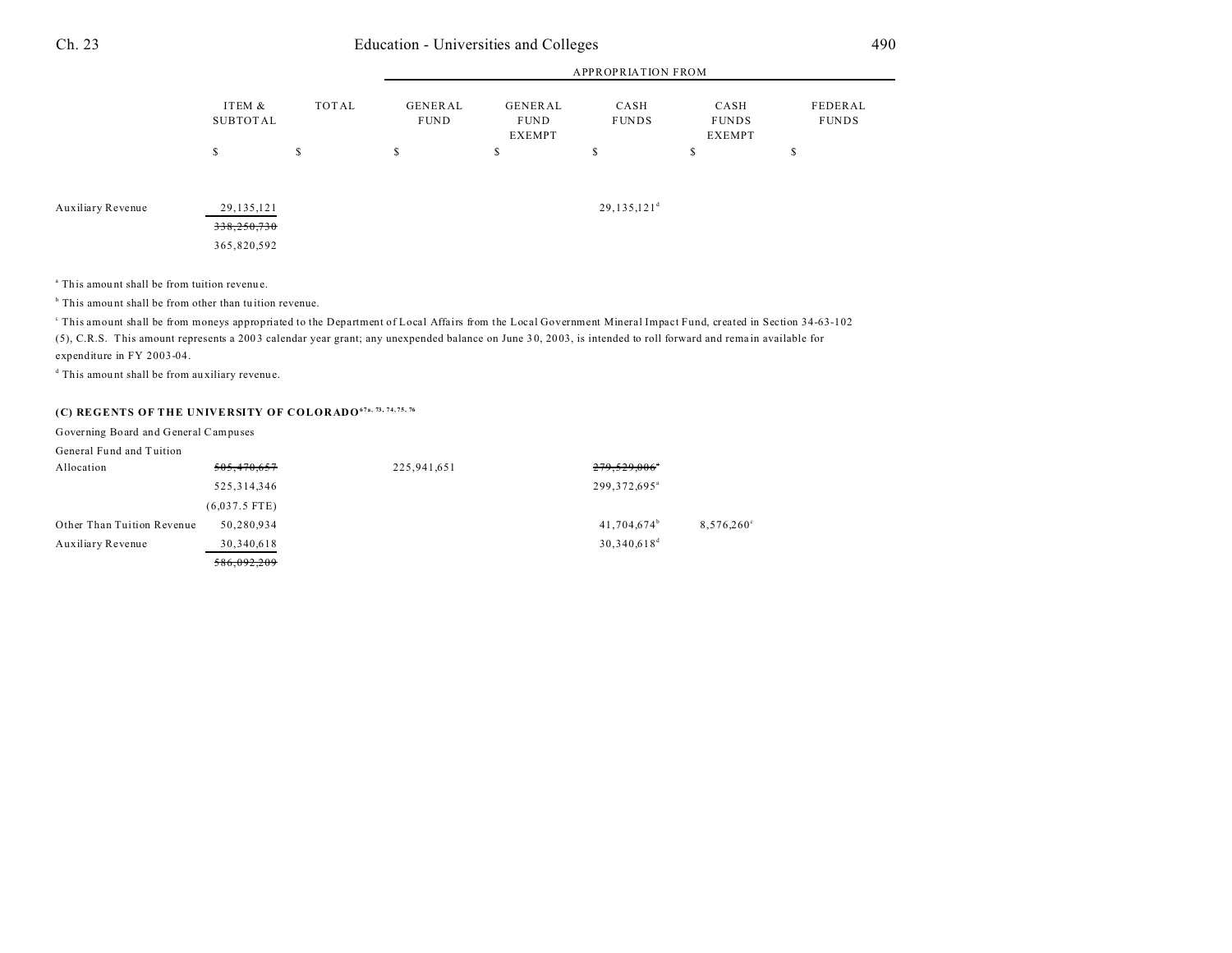| | ITEM & SUBTOTAL | TOTAL | APPROPRIATION FROM GENERAL FUND | GENERAL FUND EXEMPT | CASH FUNDS | CASH FUNDS EXEMPT | FEDERAL FUNDS |
|---|---|---|---|---|---|---|---|
| | $ | $ | $ | $ | $ | $ | $ |
| Auxiliary Revenue | 29,135,121 | | | | 29,135,121[d] | | |
| | ~~338,250,730~~ | | | | | | |
| | 365,820,592 | | | | | | |

[a] This amount shall be from tuition revenue.

[b] This amount shall be from other than tuition revenue.

[c] This amount shall be from moneys appropriated to the Department of Local Affairs from the Local Government Mineral Impact Fund, created in Section 34-63-102 (5), C.R.S. This amount represents a 2003 calendar year grant; any unexpended balance on June 30, 2003, is intended to roll forward and remain available for expenditure in FY 2003-04.

[d] This amount shall be from auxiliary revenue.

**(C) REGENTS OF THE UNIVERSITY OF COLORADO**[67a, 73, 74, 75, 76]

Governing Board and General Campuses

| | ITEM & SUBTOTAL | TOTAL | GENERAL FUND | GENERAL FUND EXEMPT | CASH FUNDS | CASH FUNDS EXEMPT | FEDERAL FUNDS |
|---|---|---|---|---|---|---|---|
| General Fund and Tuition Allocation | ~~505,470,657~~ | | 225,941,651 | | ~~279,529,006~~[a] | | |
| | 525,314,346 | | | | 299,372,695[a] | | |
| | (6,037.5 FTE) | | | | | | |
| Other Than Tuition Revenue | 50,280,934 | | | | 41,704,674[b] | 8,576,260[c] | |
| Auxiliary Revenue | 30,340,618 | | | | 30,340,618[d] | | |
| | ~~586,092,209~~ | | | | | | |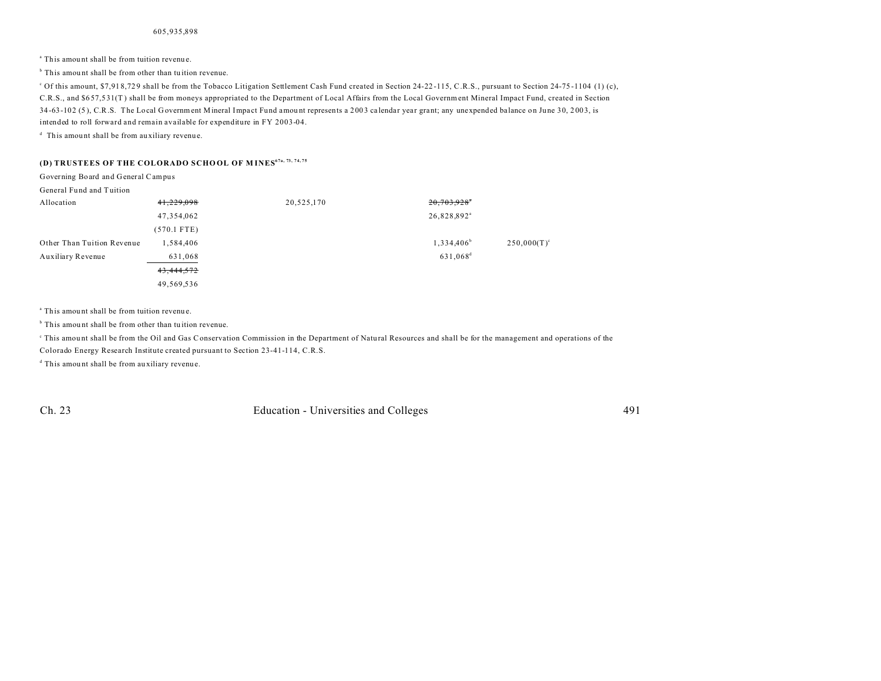605,935,898

[a] This amount shall be from tuition revenue.

[b] This amount shall be from other than tuition revenue.

[c] Of this amount, $7,918,729 shall be from the Tobacco Litigation Settlement Cash Fund created in Section 24-22-115, C.R.S., pursuant to Section 24-75-1104 (1) (c), C.R.S., and $657,531(T) shall be from moneys appropriated to the Department of Local Affairs from the Local Government Mineral Impact Fund, created in Section 34-63-102 (5), C.R.S. The Local Government Mineral Impact Fund amount represents a 2003 calendar year grant; any unexpended balance on June 30, 2003, is intended to roll forward and remain available for expenditure in FY 2003-04.

[d] This amount shall be from auxiliary revenue.

**(D) TRUSTEES OF THE COLORADO SCHOOL OF MINES[67a, 73, 74, 75]**

| | | | | |
|---|---|---|---|---|
| Governing Board and General Campus | | | | |
| General Fund and Tuition | | | | |
| Allocation | ~~41,229,098~~ | 20,525,170 | ~~20,703,928~~[a] | |
| | 47,354,062 | | 26,828,892[a] | |
| | (570.1 FTE) | | | |
| Other Than Tuition Revenue | 1,584,406 | | 1,334,406[b] | 250,000(T)[c] |
| Auxiliary Revenue | 631,068 | | 631,068[d] | |
| | ~~43,444,572~~ | | | |
| | 49,569,536 | | | |

[a] This amount shall be from tuition revenue.

[b] This amount shall be from other than tuition revenue.

[c] This amount shall be from the Oil and Gas Conservation Commission in the Department of Natural Resources and shall be for the management and operations of the Colorado Energy Research Institute created pursuant to Section 23-41-114, C.R.S.

[d] This amount shall be from auxiliary revenue.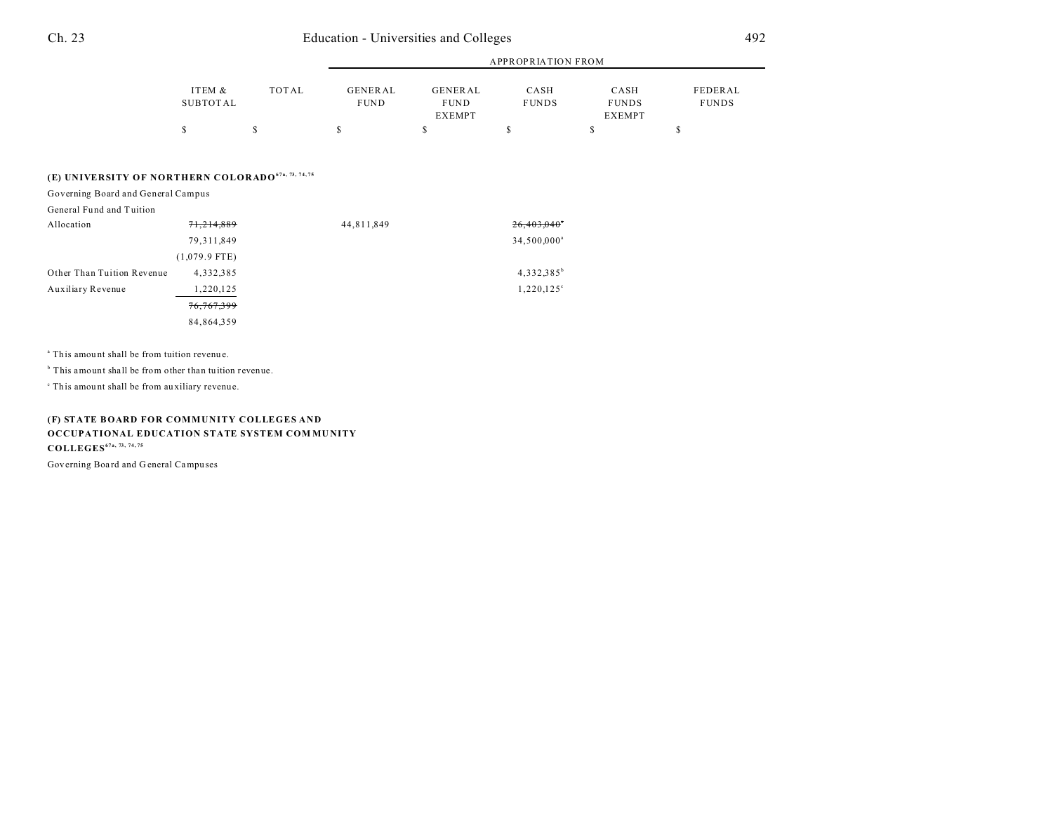| | ITEM & SUBTOTAL | TOTAL | APPROPRIATION FROM GENERAL FUND | GENERAL FUND EXEMPT | CASH FUNDS | CASH FUNDS EXEMPT | FEDERAL FUNDS |
|---|---|---|---|---|---|---|---|
| | $ | $ | $ | $ | $ | $ | $ |
| **(E) UNIVERSITY OF NORTHERN COLORADO**[67a, 73, 74, 75] | | | | | | | |
| Governing Board and General Campus | | | | | | | |
| General Fund and Tuition | | | | | | | |
| Allocation | ~~71,214,889~~ | | 44,811,849 | | ~~26,403,040~~[a] | | |
| | 79,311,849 | | | | 34,500,000[a] | | |
| | (1,079.9 FTE) | | | | | | |
| Other Than Tuition Revenue | 4,332,385 | | | | 4,332,385[b] | | |
| Auxiliary Revenue | 1,220,125 | | | | 1,220,125[c] | | |
| | ~~76,767,399~~ | | | | | | |
| | 84,864,359 | | | | | | |

[a] This amount shall be from tuition revenue.

[b] This amount shall be from other than tuition revenue.

[c] This amount shall be from auxiliary revenue.

**(F) STATE BOARD FOR COMMUNITY COLLEGES AND OCCUPATIONAL EDUCATION STATE SYSTEM COMMUNITY COLLEGES**[67a, 73, 74, 75]

Governing Board and General Campuses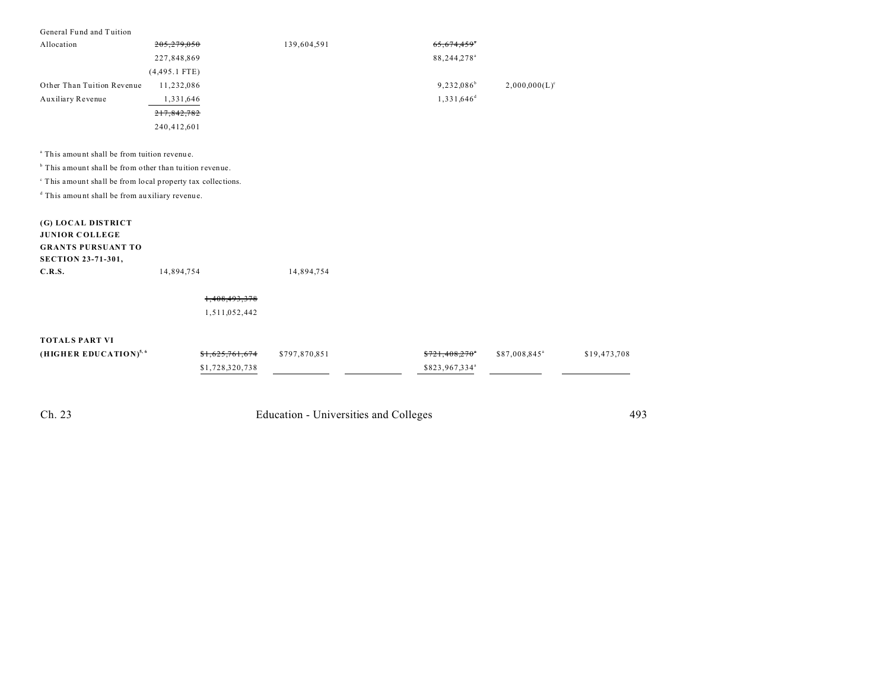| | | | | | | |
|---|---|---|---|---|---|---|
| General Fund and Tuition Allocation | ~~205,279,050~~ 227,848,869 (4,495.1 FTE) | | 139,604,591 | | ~~65,674,459~~[a] 88,244,278[a] | |
| Other Than Tuition Revenue | 11,232,086 | | | | 9,232,086[b] | 2,000,000(L)[c] |
| Auxiliary Revenue | 1,331,646 | | | | 1,331,646[d] | |
| | ~~217,842,782~~ 240,412,601 | | | | | |

[a] This amount shall be from tuition revenue.

[b] This amount shall be from other than tuition revenue.

[c] This amount shall be from local property tax collections.

[d] This amount shall be from auxiliary revenue.

| | | | | | | | |
|---|---|---|---|---|---|---|---|
| **(G) LOCAL DISTRICT JUNIOR COLLEGE GRANTS PURSUANT TO SECTION 23-71-301, C.R.S.** | 14,894,754 | | 14,894,754 | | | | |
| | | ~~1,408,493,378~~ 1,511,052,442 | | | | | |
| **TOTALS PART VI (HIGHER EDUCATION)**[5, 6] | | ~~$1,625,761,674~~ $1,728,320,738 | $797,870,851 | | ~~$721,408,270~~[a] $823,967,334[a] | $87,008,845[a] | $19,473,708 |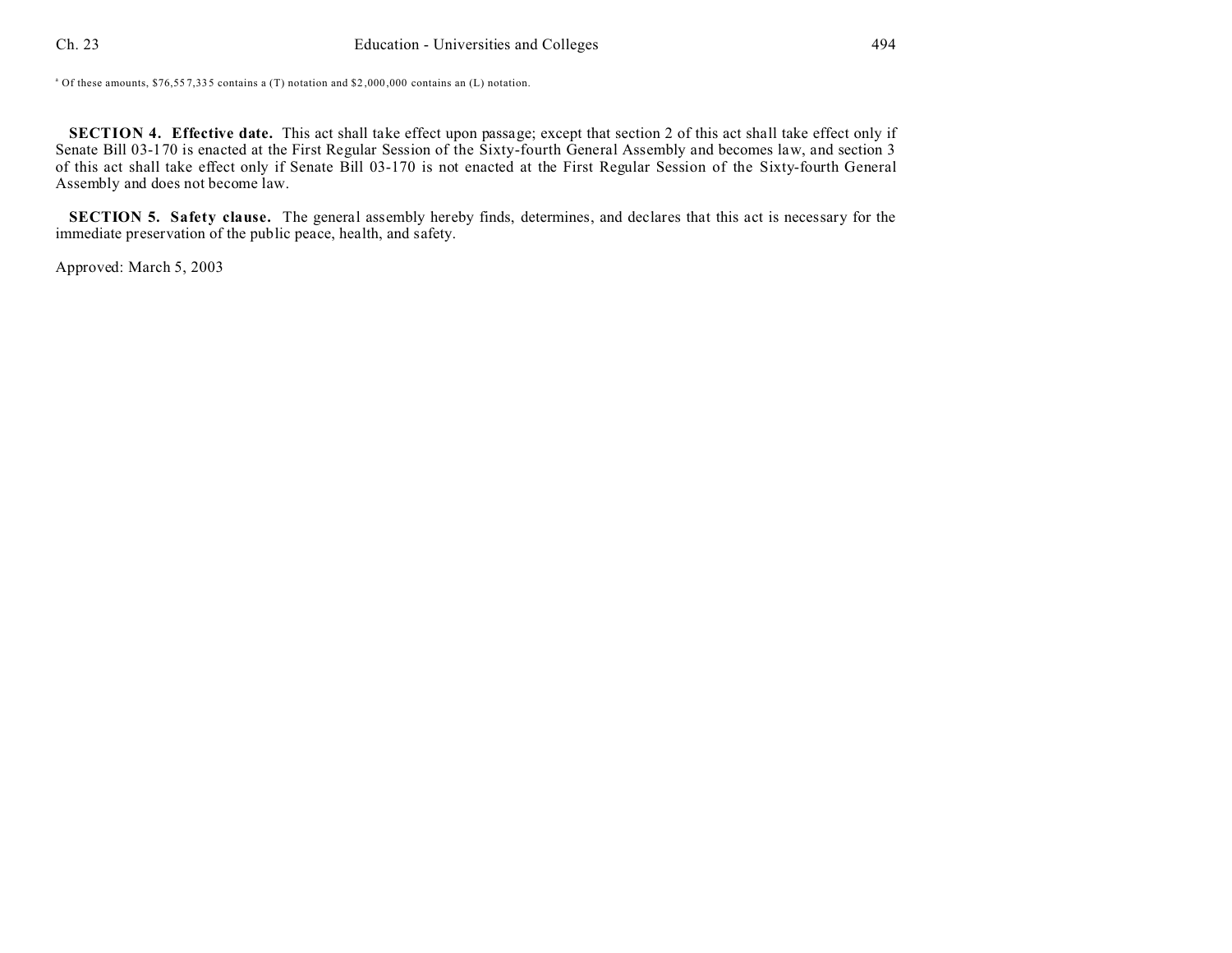[a] Of these amounts, $76,557,335 contains a (T) notation and $2,000,000 contains an (L) notation.

**SECTION 4. Effective date.** This act shall take effect upon passage; except that section 2 of this act shall take effect only if Senate Bill 03-170 is enacted at the First Regular Session of the Sixty-fourth General Assembly and becomes law, and section 3 of this act shall take effect only if Senate Bill 03-170 is not enacted at the First Regular Session of the Sixty-fourth General Assembly and does not become law.

**SECTION 5. Safety clause.** The general assembly hereby finds, determines, and declares that this act is necessary for the immediate preservation of the public peace, health, and safety.

Approved: March 5, 2003